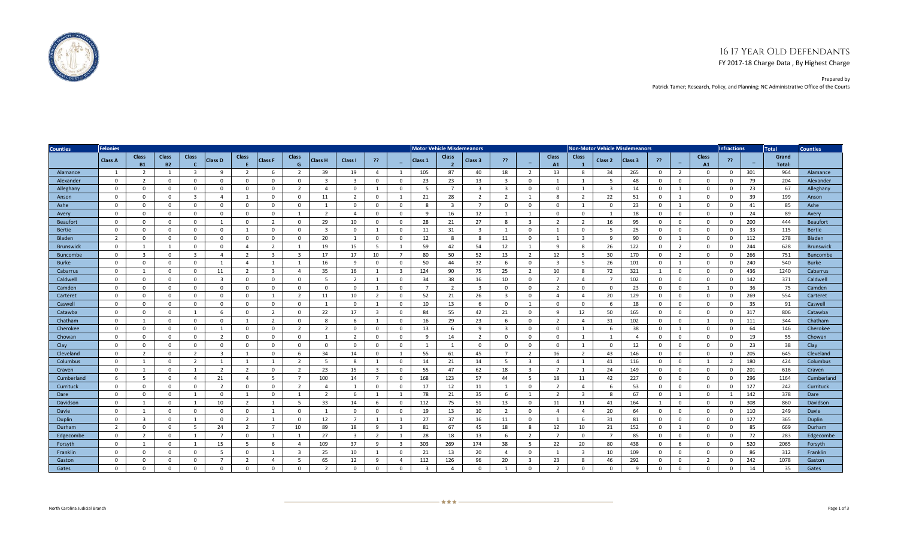# 16 17 Year Old Defendants

FY 2017-18 Charge Data , By Highest Charge

Prepared by
Patrick Tamer; Research, Policy, and Planning; NC Administrative Office of the Courts

| Counties | Felonies | | | | | | | | | | | | Motor Vehicle Misdemeanors | | | | | | Non-Motor Vehicle Misdemeanors | | | | | | | Infractions | | Total | Counties |
|---|---|---|---|---|---|---|---|---|---|---|---|---|---|---|---|---|---|---|---|---|---|---|---|---|---|---|---|---|
| | Class A | Class B1 | Class B2 | Class C | Class D | Class E | Class F | Class G | Class H | Class I | ?? | – | Class 1 | Class 2 | Class 3 | ?? | – | Class A1 | Class 1 | Class 2 | Class 3 | ?? | – | Class A1 | ?? | – | Grand Total: | |
| Alamance | 1 | 2 | 1 | 3 | 9 | 2 | 6 | 2 | 39 | 19 | 4 | 1 | 105 | 87 | 40 | 18 | 2 | 13 | 8 | 34 | 265 | 0 | 2 | 0 | 0 | 301 | 964 | Alamance |
| Alexander | 0 | 2 | 0 | 0 | 0 | 0 | 0 | 0 | 3 | 3 | 0 | 0 | 23 | 23 | 13 | 3 | 0 | 1 | 1 | 5 | 48 | 0 | 0 | 0 | 0 | 79 | 204 | Alexander |
| Alleghany | 0 | 0 | 0 | 0 | 0 | 0 | 0 | 2 | 4 | 0 | 1 | 0 | 5 | 7 | 3 | 3 | 0 | 0 | 1 | 3 | 14 | 0 | 1 | 0 | 0 | 23 | 67 | Alleghany |
| Anson | 0 | 0 | 0 | 3 | 4 | 1 | 0 | 0 | 11 | 2 | 0 | 1 | 21 | 28 | 2 | 2 | 1 | 8 | 2 | 22 | 51 | 0 | 1 | 0 | 0 | 39 | 199 | Anson |
| Ashe | 0 | 0 | 0 | 0 | 0 | 0 | 0 | 0 | 1 | 0 | 0 | 0 | 8 | 3 | 7 | 0 | 0 | 0 | 1 | 0 | 23 | 0 | 1 | 0 | 0 | 41 | 85 | Ashe |
| Avery | 0 | 0 | 0 | 0 | 0 | 0 | 0 | 1 | 2 | 4 | 0 | 0 | 9 | 16 | 12 | 1 | 1 | 0 | 0 | 1 | 18 | 0 | 0 | 0 | 0 | 24 | 89 | Avery |
| Beaufort | 0 | 0 | 0 | 0 | 1 | 0 | 2 | 0 | 29 | 10 | 0 | 0 | 28 | 21 | 27 | 8 | 3 | 2 | 2 | 16 | 95 | 0 | 0 | 0 | 0 | 200 | 444 | Beaufort |
| Bertie | 0 | 0 | 0 | 0 | 0 | 1 | 0 | 0 | 3 | 0 | 1 | 0 | 11 | 31 | 3 | 1 | 0 | 1 | 0 | 5 | 25 | 0 | 0 | 0 | 0 | 33 | 115 | Bertie |
| Bladen | 2 | 0 | 0 | 0 | 0 | 0 | 0 | 0 | 20 | 1 | 0 | 0 | 12 | 8 | 8 | 11 | 0 | 1 | 3 | 9 | 90 | 0 | 1 | 0 | 0 | 112 | 278 | Bladen |
| Brunswick | 0 | 1 | 1 | 0 | 0 | 4 | 2 | 1 | 19 | 15 | 5 | 1 | 59 | 42 | 54 | 12 | 1 | 9 | 8 | 26 | 122 | 0 | 2 | 0 | 0 | 244 | 628 | Brunswick |
| Buncombe | 0 | 3 | 0 | 3 | 4 | 2 | 3 | 3 | 17 | 17 | 10 | 7 | 80 | 50 | 52 | 13 | 2 | 12 | 5 | 30 | 170 | 0 | 2 | 0 | 0 | 266 | 751 | Buncombe |
| Burke | 0 | 0 | 0 | 0 | 1 | 4 | 1 | 1 | 16 | 9 | 0 | 0 | 50 | 44 | 32 | 6 | 0 | 3 | 5 | 26 | 101 | 0 | 1 | 0 | 0 | 240 | 540 | Burke |
| Cabarrus | 0 | 1 | 0 | 0 | 11 | 2 | 3 | 4 | 35 | 16 | 1 | 3 | 124 | 90 | 75 | 25 | 2 | 10 | 8 | 72 | 321 | 1 | 0 | 0 | 0 | 436 | 1240 | Cabarrus |
| Caldwell | 0 | 0 | 0 | 0 | 3 | 0 | 0 | 0 | 5 | 2 | 1 | 0 | 34 | 38 | 16 | 10 | 0 | 7 | 4 | 7 | 102 | 0 | 0 | 0 | 0 | 142 | 371 | Caldwell |
| Camden | 0 | 0 | 0 | 0 | 0 | 0 | 0 | 0 | 0 | 0 | 1 | 0 | 7 | 2 | 3 | 0 | 0 | 2 | 0 | 0 | 23 | 0 | 0 | 1 | 0 | 36 | 75 | Camden |
| Carteret | 0 | 0 | 0 | 0 | 0 | 0 | 1 | 2 | 11 | 10 | 2 | 0 | 52 | 21 | 26 | 3 | 0 | 4 | 4 | 20 | 129 | 0 | 0 | 0 | 0 | 269 | 554 | Carteret |
| Caswell | 0 | 0 | 0 | 0 | 0 | 0 | 0 | 0 | 1 | 0 | 1 | 0 | 10 | 13 | 6 | 0 | 1 | 0 | 0 | 6 | 18 | 0 | 0 | 0 | 0 | 35 | 91 | Caswell |
| Catawba | 0 | 0 | 0 | 1 | 6 | 0 | 2 | 0 | 22 | 17 | 3 | 0 | 84 | 55 | 42 | 21 | 0 | 9 | 12 | 50 | 165 | 0 | 0 | 0 | 0 | 317 | 806 | Catawba |
| Chatham | 0 | 1 | 0 | 0 | 0 | 1 | 2 | 0 | 8 | 6 | 1 | 0 | 16 | 29 | 23 | 6 | 0 | 2 | 4 | 31 | 102 | 0 | 0 | 1 | 0 | 111 | 344 | Chatham |
| Cherokee | 0 | 0 | 0 | 0 | 1 | 0 | 0 | 2 | 2 | 0 | 0 | 0 | 13 | 6 | 9 | 3 | 0 | 0 | 1 | 6 | 38 | 0 | 1 | 0 | 0 | 64 | 146 | Cherokee |
| Chowan | 0 | 0 | 0 | 0 | 2 | 0 | 0 | 0 | 1 | 2 | 0 | 0 | 9 | 14 | 2 | 0 | 0 | 0 | 1 | 1 | 4 | 0 | 0 | 0 | 0 | 19 | 55 | Chowan |
| Clay | 0 | 0 | 0 | 0 | 0 | 0 | 0 | 0 | 0 | 0 | 0 | 0 | 1 | 1 | 0 | 0 | 0 | 0 | 1 | 0 | 12 | 0 | 0 | 0 | 0 | 23 | 38 | Clay |
| Cleveland | 0 | 2 | 0 | 2 | 3 | 1 | 0 | 6 | 34 | 14 | 0 | 1 | 55 | 61 | 45 | 7 | 2 | 16 | 2 | 43 | 146 | 0 | 0 | 0 | 0 | 205 | 645 | Cleveland |
| Columbus | 0 | 1 | 0 | 2 | 1 | 1 | 1 | 2 | 5 | 8 | 1 | 0 | 14 | 21 | 14 | 5 | 3 | 4 | 1 | 41 | 116 | 0 | 0 | 1 | 2 | 180 | 424 | Columbus |
| Craven | 0 | 1 | 0 | 1 | 2 | 2 | 0 | 2 | 23 | 15 | 3 | 0 | 55 | 47 | 62 | 18 | 3 | 7 | 1 | 24 | 149 | 0 | 0 | 0 | 0 | 201 | 616 | Craven |
| Cumberland | 6 | 5 | 0 | 4 | 21 | 4 | 5 | 7 | 100 | 14 | 7 | 0 | 168 | 123 | 57 | 44 | 5 | 18 | 11 | 42 | 227 | 0 | 0 | 0 | 0 | 296 | 1164 | Cumberland |
| Currituck | 0 | 0 | 0 | 0 | 2 | 0 | 0 | 2 | 4 | 1 | 0 | 0 | 17 | 12 | 11 | 1 | 0 | 2 | 4 | 6 | 53 | 0 | 0 | 0 | 0 | 127 | 242 | Currituck |
| Dare | 0 | 0 | 0 | 1 | 0 | 1 | 0 | 1 | 2 | 6 | 1 | 1 | 78 | 21 | 35 | 6 | 1 | 2 | 3 | 8 | 67 | 0 | 1 | 0 | 1 | 142 | 378 | Dare |
| Davidson | 0 | 1 | 0 | 1 | 10 | 2 | 1 | 5 | 33 | 14 | 6 | 0 | 112 | 75 | 51 | 13 | 0 | 11 | 11 | 41 | 164 | 1 | 0 | 0 | 0 | 308 | 860 | Davidson |
| Davie | 0 | 1 | 0 | 0 | 0 | 0 | 1 | 0 | 1 | 0 | 0 | 0 | 19 | 13 | 10 | 2 | 0 | 4 | 4 | 20 | 64 | 0 | 0 | 0 | 0 | 110 | 249 | Davie |
| Duplin | 0 | 3 | 0 | 1 | 0 | 2 | 1 | 0 | 12 | 7 | 1 | 1 | 27 | 37 | 16 | 11 | 0 | 1 | 6 | 31 | 81 | 0 | 0 | 0 | 0 | 127 | 365 | Duplin |
| Durham | 2 | 0 | 0 | 5 | 24 | 2 | 7 | 10 | 89 | 18 | 9 | 3 | 81 | 67 | 45 | 18 | 8 | 12 | 10 | 21 | 152 | 0 | 1 | 0 | 0 | 85 | 669 | Durham |
| Edgecombe | 0 | 2 | 0 | 1 | 7 | 0 | 1 | 1 | 27 | 3 | 2 | 1 | 28 | 18 | 13 | 6 | 2 | 7 | 0 | 7 | 85 | 0 | 0 | 0 | 0 | 72 | 283 | Edgecombe |
| Forsyth | 0 | 1 | 0 | 1 | 15 | 5 | 6 | 4 | 109 | 37 | 9 | 3 | 303 | 269 | 174 | 38 | 5 | 22 | 20 | 80 | 438 | 0 | 6 | 0 | 0 | 520 | 2065 | Forsyth |
| Franklin | 0 | 0 | 0 | 0 | 5 | 0 | 1 | 3 | 25 | 10 | 1 | 0 | 21 | 13 | 20 | 4 | 0 | 1 | 3 | 10 | 109 | 0 | 0 | 0 | 0 | 86 | 312 | Franklin |
| Gaston | 0 | 0 | 0 | 0 | 7 | 2 | 4 | 5 | 65 | 12 | 9 | 4 | 112 | 126 | 96 | 20 | 3 | 23 | 8 | 46 | 292 | 0 | 0 | 2 | 0 | 242 | 1078 | Gaston |
| Gates | 0 | 0 | 0 | 0 | 0 | 0 | 0 | 0 | 2 | 0 | 0 | 0 | 3 | 4 | 0 | 1 | 0 | 2 | 0 | 0 | 9 | 0 | 0 | 0 | 0 | 14 | 35 | Gates |

North Carolina Judicial Branch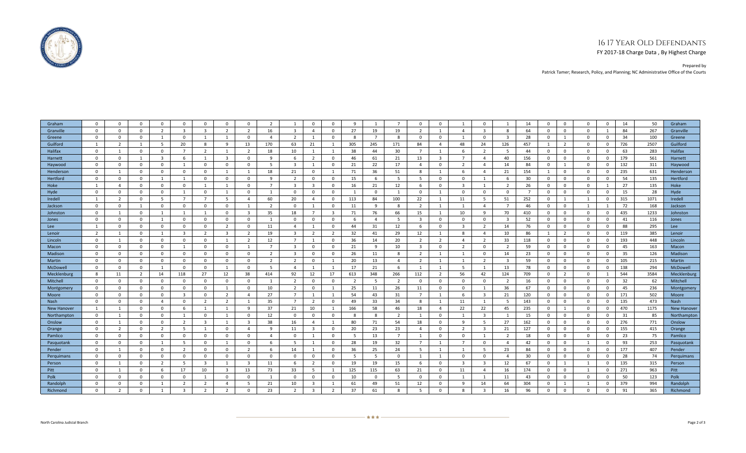# 16 17 Year Old Defendants

FY 2017-18 Charge Data , By Highest Charge

Prepared by
Patrick Tamer; Research, Policy, and Planning; NC Administrative Office of the Courts

| | | | | | | | | | | | | | | | | | | | | | | | | | | | | |
|---|---|---|---|---|---|---|---|---|---|---|---|---|---|---|---|---|---|---|---|---|---|---|---|---|---|---|---|---|
| Graham | 0 | 0 | 0 | 0 | 0 | 0 | 0 | 0 | 2 | 1 | 0 | 0 | 9 | 1 | 7 | 0 | 0 | 1 | 0 | 1 | 14 | 0 | 0 | 0 | 0 | 14 | 50 | Graham |
| Granville | 0 | 0 | 0 | 2 | 3 | 3 | 2 | 2 | 16 | 3 | 4 | 0 | 27 | 19 | 19 | 2 | 1 | 4 | 3 | 8 | 64 | 0 | 0 | 0 | 1 | 84 | 267 | Granville |
| Greene | 0 | 0 | 0 | 1 | 0 | 1 | 1 | 0 | 4 | 2 | 1 | 0 | 8 | 7 | 8 | 0 | 0 | 1 | 0 | 3 | 28 | 0 | 1 | 0 | 0 | 34 | 100 | Greene |
| Guilford | 1 | 2 | 1 | 5 | 20 | 8 | 9 | 13 | 170 | 63 | 21 | 1 | 305 | 245 | 171 | 84 | 4 | 48 | 24 | 126 | 457 | 1 | 2 | 0 | 0 | 726 | 2507 | Guilford |
| Halifax | 0 | 1 | 0 | 0 | 7 | 2 | 1 | 2 | 18 | 10 | 1 | 1 | 38 | 44 | 30 | 7 | 1 | 6 | 2 | 5 | 44 | 0 | 0 | 0 | 0 | 63 | 283 | Halifax |
| Harnett | 0 | 0 | 1 | 3 | 6 | 1 | 3 | 0 | 9 | 6 | 2 | 0 | 46 | 61 | 21 | 13 | 3 | 7 | 4 | 40 | 156 | 0 | 0 | 0 | 0 | 179 | 561 | Harnett |
| Haywood | 0 | 0 | 0 | 0 | 1 | 0 | 0 | 0 | 5 | 3 | 1 | 0 | 21 | 22 | 17 | 4 | 0 | 2 | 4 | 14 | 84 | 0 | 1 | 0 | 0 | 132 | 311 | Haywood |
| Henderson | 0 | 1 | 0 | 0 | 0 | 0 | 1 | 1 | 18 | 21 | 0 | 1 | 71 | 36 | 51 | 8 | 1 | 6 | 4 | 21 | 154 | 1 | 0 | 0 | 0 | 235 | 631 | Henderson |
| Hertford | 0 | 0 | 0 | 1 | 1 | 0 | 0 | 0 | 9 | 2 | 0 | 0 | 15 | 6 | 5 | 5 | 0 | 0 | 1 | 6 | 30 | 0 | 0 | 0 | 0 | 54 | 135 | Hertford |
| Hoke | 1 | 4 | 0 | 0 | 0 | 1 | 1 | 0 | 7 | 3 | 3 | 0 | 16 | 21 | 12 | 6 | 0 | 3 | 1 | 2 | 26 | 0 | 0 | 0 | 1 | 27 | 135 | Hoke |
| Hyde | 0 | 0 | 0 | 0 | 1 | 0 | 1 | 0 | 1 | 0 | 0 | 0 | 1 | 0 | 1 | 0 | 1 | 0 | 0 | 0 | 7 | 0 | 0 | 0 | 0 | 15 | 28 | Hyde |
| Iredell | 1 | 2 | 0 | 5 | 7 | 7 | 5 | 4 | 60 | 20 | 4 | 0 | 113 | 84 | 100 | 22 | 1 | 11 | 5 | 51 | 252 | 0 | 1 | 1 | 0 | 315 | 1071 | Iredell |
| Jackson | 0 | 0 | 1 | 0 | 0 | 0 | 0 | 1 | 2 | 0 | 1 | 0 | 11 | 9 | 8 | 2 | 1 | 1 | 4 | 7 | 46 | 0 | 0 | 1 | 1 | 72 | 168 | Jackson |
| Johnston | 0 | 1 | 0 | 1 | 1 | 1 | 0 | 3 | 35 | 18 | 7 | 3 | 71 | 76 | 66 | 15 | 1 | 10 | 9 | 70 | 410 | 0 | 0 | 0 | 0 | 435 | 1233 | Johnston |
| Jones | 0 | 0 | 0 | 1 | 0 | 0 | 0 | 0 | 1 | 0 | 0 | 0 | 6 | 4 | 5 | 3 | 0 | 0 | 0 | 3 | 52 | 0 | 0 | 0 | 0 | 41 | 116 | Jones |
| Lee | 1 | 0 | 0 | 1 | 0 | 0 | 2 | 0 | 11 | 4 | 1 | 0 | 44 | 31 | 12 | 6 | 0 | 3 | 2 | 14 | 76 | 0 | 0 | 0 | 0 | 88 | 295 | Lee |
| Lenoir | 2 | 1 | 0 | 1 | 3 | 2 | 3 | 2 | 19 | 3 | 2 | 2 | 32 | 41 | 29 | 12 | 1 | 8 | 4 | 10 | 86 | 1 | 2 | 0 | 0 | 119 | 385 | Lenoir |
| Lincoln | 0 | 1 | 0 | 0 | 0 | 0 | 1 | 2 | 12 | 7 | 1 | 0 | 36 | 14 | 20 | 2 | 2 | 4 | 2 | 33 | 118 | 0 | 0 | 0 | 0 | 193 | 448 | Lincoln |
| Macon | 0 | 0 | 0 | 0 | 1 | 0 | 0 | 1 | 7 | 3 | 0 | 0 | 21 | 9 | 10 | 3 | 0 | 2 | 0 | 2 | 59 | 0 | 0 | 0 | 0 | 45 | 163 | Macon |
| Madison | 0 | 0 | 0 | 0 | 0 | 0 | 0 | 0 | 2 | 3 | 0 | 0 | 26 | 11 | 8 | 2 | 1 | 1 | 0 | 14 | 23 | 0 | 0 | 0 | 0 | 35 | 126 | Madison |
| Martin | 0 | 0 | 0 | 0 | 0 | 0 | 0 | 0 | 2 | 2 | 0 | 1 | 20 | 13 | 4 | 2 | 1 | 1 | 2 | 3 | 59 | 0 | 0 | 0 | 0 | 105 | 215 | Martin |
| McDowell | 0 | 0 | 0 | 1 | 0 | 0 | 1 | 0 | 5 | 4 | 1 | 1 | 17 | 21 | 6 | 1 | 1 | 5 | 1 | 13 | 78 | 0 | 0 | 0 | 0 | 138 | 294 | McDowell |
| Mecklenburg | 8 | 11 | 2 | 14 | 118 | 27 | 12 | 38 | 414 | 92 | 12 | 17 | 613 | 348 | 266 | 112 | 2 | 56 | 42 | 124 | 709 | 0 | 2 | 0 | 1 | 544 | 3584 | Mecklenburg |
| Mitchell | 0 | 0 | 0 | 0 | 0 | 0 | 0 | 0 | 1 | 2 | 0 | 0 | 2 | 5 | 2 | 0 | 0 | 0 | 0 | 2 | 16 | 0 | 0 | 0 | 0 | 32 | 62 | Mitchell |
| Montgomery | 0 | 0 | 0 | 0 | 0 | 0 | 1 | 0 | 10 | 2 | 0 | 1 | 25 | 11 | 26 | 11 | 0 | 0 | 1 | 36 | 67 | 0 | 0 | 0 | 0 | 45 | 236 | Montgomery |
| Moore | 0 | 0 | 0 | 0 | 3 | 0 | 2 | 4 | 27 | 7 | 1 | 1 | 54 | 43 | 31 | 7 | 1 | 6 | 3 | 21 | 120 | 0 | 0 | 0 | 0 | 171 | 502 | Moore |
| Nash | 0 | 0 | 0 | 4 | 0 | 2 | 2 | 1 | 35 | 7 | 2 | 0 | 49 | 33 | 34 | 8 | 1 | 11 | 1 | 5 | 143 | 0 | 0 | 0 | 0 | 135 | 473 | Nash |
| New Hanover | 1 | 1 | 0 | 0 | 6 | 1 | 1 | 9 | 37 | 21 | 10 | 1 | 166 | 58 | 46 | 18 | 4 | 22 | 22 | 45 | 235 | 0 | 1 | 0 | 0 | 470 | 1175 | New Hanover |
| Northampton | 0 | 1 | 0 | 0 | 1 | 0 | 1 | 0 | 12 | 0 | 0 | 0 | 8 | 8 | 2 | 1 | 0 | 1 | 3 | 1 | 15 | 0 | 0 | 0 | 0 | 31 | 85 | Northampton |
| Onslow | 0 | 1 | 0 | 0 | 2 | 3 | 1 | 3 | 38 | 16 | 4 | 1 | 80 | 71 | 54 | 18 | 0 | 9 | 5 | 27 | 162 | 0 | 0 | 0 | 0 | 276 | 771 | Onslow |
| Orange | 0 | 2 | 0 | 2 | 5 | 1 | 0 | 4 | 9 | 11 | 3 | 0 | 20 | 23 | 23 | 4 | 0 | 2 | 3 | 21 | 127 | 0 | 0 | 0 | 0 | 155 | 415 | Orange |
| Pamlico | 0 | 0 | 0 | 0 | 0 | 0 | 0 | 0 | 4 | 0 | 1 | 0 | 5 | 13 | 7 | 1 | 0 | 0 | 1 | 2 | 18 | 0 | 0 | 0 | 0 | 23 | 75 | Pamlico |
| Pasquotank | 0 | 0 | 0 | 1 | 5 | 0 | 1 | 0 | 6 | 5 | 1 | 0 | 28 | 19 | 32 | 7 | 1 | 7 | 0 | 4 | 42 | 0 | 0 | 1 | 0 | 93 | 253 | Pasquotank |
| Pender | 0 | 1 | 0 | 0 | 2 | 0 | 0 | 2 | 6 | 14 | 1 | 0 | 36 | 25 | 24 | 5 | 1 | 1 | 5 | 23 | 84 | 0 | 0 | 0 | 0 | 177 | 407 | Pender |
| Perquimans | 0 | 0 | 0 | 0 | 0 | 0 | 0 | 0 | 0 | 0 | 0 | 0 | 5 | 5 | 0 | 1 | 1 | 0 | 0 | 4 | 30 | 0 | 0 | 0 | 0 | 28 | 74 | Perquimans |
| Person | 0 | 1 | 0 | 2 | 5 | 3 | 1 | 3 | 11 | 6 | 2 | 0 | 19 | 19 | 15 | 6 | 0 | 3 | 3 | 12 | 67 | 0 | 1 | 1 | 0 | 135 | 315 | Person |
| Pitt | 0 | 1 | 0 | 6 | 17 | 10 | 3 | 13 | 73 | 33 | 5 | 1 | 125 | 115 | 63 | 21 | 0 | 11 | 4 | 16 | 174 | 0 | 0 | 1 | 0 | 271 | 963 | Pitt |
| Polk | 0 | 0 | 0 | 0 | 0 | 1 | 0 | 0 | 1 | 0 | 0 | 0 | 10 | 0 | 5 | 0 | 0 | 1 | 1 | 11 | 43 | 0 | 0 | 0 | 0 | 50 | 123 | Polk |
| Randolph | 0 | 0 | 0 | 1 | 2 | 2 | 4 | 5 | 21 | 10 | 3 | 1 | 61 | 49 | 51 | 12 | 0 | 9 | 14 | 64 | 304 | 0 | 1 | 1 | 0 | 379 | 994 | Randolph |
| Richmond | 0 | 2 | 0 | 1 | 3 | 2 | 2 | 0 | 23 | 2 | 3 | 2 | 37 | 61 | 8 | 5 | 0 | 8 | 3 | 16 | 96 | 0 | 0 | 0 | 0 | 91 | 365 | Richmond |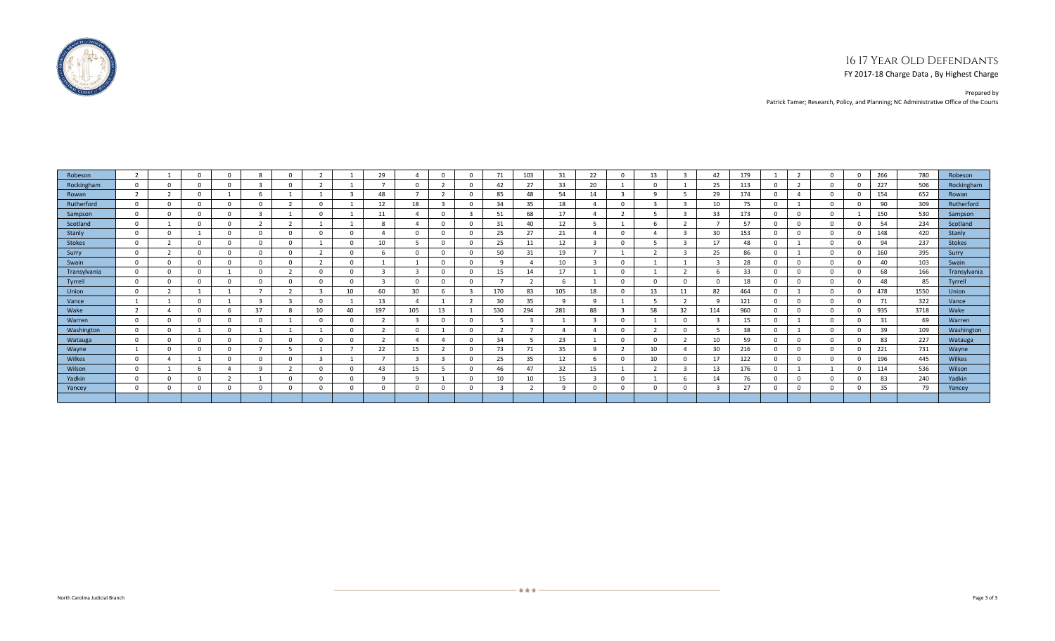# 16 17 Year Old Defendants

FY 2017-18 Charge Data , By Highest Charge

Prepared by
Patrick Tamer; Research, Policy, and Planning; NC Administrative Office of the Courts

| | | | | | | | | | | | | | | | | | | | | | | | | | | | | |
|---|---|---|---|---|---|---|---|---|---|---|---|---|---|---|---|---|---|---|---|---|---|---|---|---|---|---|---|---|
| Robeson | 2 | 1 | 0 | 0 | 8 | 0 | 2 | 1 | 29 | 4 | 0 | 0 | 71 | 103 | 31 | 22 | 0 | 13 | 3 | 42 | 179 | 1 | 2 | 0 | 0 | 266 | 780 | Robeson |
| Rockingham | 0 | 0 | 0 | 0 | 3 | 0 | 2 | 1 | 7 | 0 | 2 | 0 | 42 | 27 | 33 | 20 | 1 | 0 | 1 | 25 | 113 | 0 | 2 | 0 | 0 | 227 | 506 | Rockingham |
| Rowan | 2 | 2 | 0 | 1 | 6 | 1 | 1 | 3 | 48 | 7 | 2 | 0 | 85 | 48 | 54 | 14 | 3 | 9 | 5 | 29 | 174 | 0 | 4 | 0 | 0 | 154 | 652 | Rowan |
| Rutherford | 0 | 0 | 0 | 0 | 0 | 2 | 0 | 1 | 12 | 18 | 3 | 0 | 34 | 35 | 18 | 4 | 0 | 3 | 3 | 10 | 75 | 0 | 1 | 0 | 0 | 90 | 309 | Rutherford |
| Sampson | 0 | 0 | 0 | 0 | 3 | 1 | 0 | 1 | 11 | 4 | 0 | 3 | 51 | 68 | 17 | 4 | 2 | 5 | 3 | 33 | 173 | 0 | 0 | 0 | 1 | 150 | 530 | Sampson |
| Scotland | 0 | 1 | 0 | 0 | 2 | 2 | 1 | 1 | 8 | 4 | 0 | 0 | 31 | 40 | 12 | 5 | 1 | 6 | 2 | 7 | 57 | 0 | 0 | 0 | 0 | 54 | 234 | Scotland |
| Stanly | 0 | 0 | 1 | 0 | 0 | 0 | 0 | 0 | 4 | 0 | 0 | 0 | 25 | 27 | 21 | 4 | 0 | 4 | 3 | 30 | 153 | 0 | 0 | 0 | 0 | 148 | 420 | Stanly |
| Stokes | 0 | 2 | 0 | 0 | 0 | 0 | 1 | 0 | 10 | 5 | 0 | 0 | 25 | 11 | 12 | 3 | 0 | 5 | 3 | 17 | 48 | 0 | 1 | 0 | 0 | 94 | 237 | Stokes |
| Surry | 0 | 2 | 0 | 0 | 0 | 0 | 2 | 0 | 6 | 0 | 0 | 0 | 50 | 31 | 19 | 7 | 1 | 2 | 3 | 25 | 86 | 0 | 1 | 0 | 0 | 160 | 395 | Surry |
| Swain | 0 | 0 | 0 | 0 | 0 | 0 | 2 | 0 | 1 | 1 | 0 | 0 | 9 | 4 | 10 | 3 | 0 | 1 | 1 | 3 | 28 | 0 | 0 | 0 | 0 | 40 | 103 | Swain |
| Transylvania | 0 | 0 | 0 | 1 | 0 | 2 | 0 | 0 | 3 | 3 | 0 | 0 | 15 | 14 | 17 | 1 | 0 | 1 | 2 | 6 | 33 | 0 | 0 | 0 | 0 | 68 | 166 | Transylvania |
| Tyrrell | 0 | 0 | 0 | 0 | 0 | 0 | 0 | 0 | 3 | 0 | 0 | 0 | 7 | 2 | 6 | 1 | 0 | 0 | 0 | 0 | 18 | 0 | 0 | 0 | 0 | 48 | 85 | Tyrrell |
| Union | 0 | 2 | 1 | 1 | 7 | 2 | 3 | 10 | 60 | 30 | 6 | 3 | 170 | 83 | 105 | 18 | 0 | 13 | 11 | 82 | 464 | 0 | 1 | 0 | 0 | 478 | 1550 | Union |
| Vance | 1 | 1 | 0 | 1 | 3 | 3 | 0 | 1 | 13 | 4 | 1 | 2 | 30 | 35 | 9 | 9 | 1 | 5 | 2 | 9 | 121 | 0 | 0 | 0 | 0 | 71 | 322 | Vance |
| Wake | 2 | 4 | 0 | 6 | 37 | 8 | 10 | 40 | 197 | 105 | 13 | 1 | 530 | 294 | 281 | 88 | 3 | 58 | 32 | 114 | 960 | 0 | 0 | 0 | 0 | 935 | 3718 | Wake |
| Warren | 0 | 0 | 0 | 0 | 0 | 1 | 0 | 0 | 2 | 3 | 0 | 0 | 5 | 3 | 1 | 3 | 0 | 1 | 0 | 3 | 15 | 0 | 1 | 0 | 0 | 31 | 69 | Warren |
| Washington | 0 | 0 | 1 | 0 | 1 | 1 | 1 | 0 | 2 | 0 | 1 | 0 | 2 | 7 | 4 | 4 | 0 | 2 | 0 | 5 | 38 | 0 | 1 | 0 | 0 | 39 | 109 | Washington |
| Watauga | 0 | 0 | 0 | 0 | 0 | 0 | 0 | 0 | 2 | 4 | 4 | 0 | 34 | 5 | 23 | 1 | 0 | 0 | 2 | 10 | 59 | 0 | 0 | 0 | 0 | 83 | 227 | Watauga |
| Wayne | 1 | 0 | 0 | 0 | 7 | 5 | 1 | 7 | 22 | 15 | 2 | 0 | 73 | 71 | 35 | 9 | 2 | 10 | 4 | 30 | 216 | 0 | 0 | 0 | 0 | 221 | 731 | Wayne |
| Wilkes | 0 | 4 | 1 | 0 | 0 | 0 | 3 | 1 | 7 | 3 | 3 | 0 | 25 | 35 | 12 | 6 | 0 | 10 | 0 | 17 | 122 | 0 | 0 | 0 | 0 | 196 | 445 | Wilkes |
| Wilson | 0 | 1 | 6 | 4 | 9 | 2 | 0 | 0 | 43 | 15 | 5 | 0 | 46 | 47 | 32 | 15 | 1 | 2 | 3 | 13 | 176 | 0 | 1 | 1 | 0 | 114 | 536 | Wilson |
| Yadkin | 0 | 0 | 0 | 2 | 1 | 0 | 0 | 0 | 9 | 9 | 1 | 0 | 10 | 10 | 15 | 3 | 0 | 1 | 6 | 14 | 76 | 0 | 0 | 0 | 0 | 83 | 240 | Yadkin |
| Yancey | 0 | 0 | 0 | 0 | 0 | 0 | 0 | 0 | 0 | 0 | 0 | 0 | 3 | 2 | 9 | 0 | 0 | 0 | 0 | 3 | 27 | 0 | 0 | 0 | 0 | 35 | 79 | Yancey |
| | | | | | | | | | | | | | | | | | | | | | | | | | | | | |